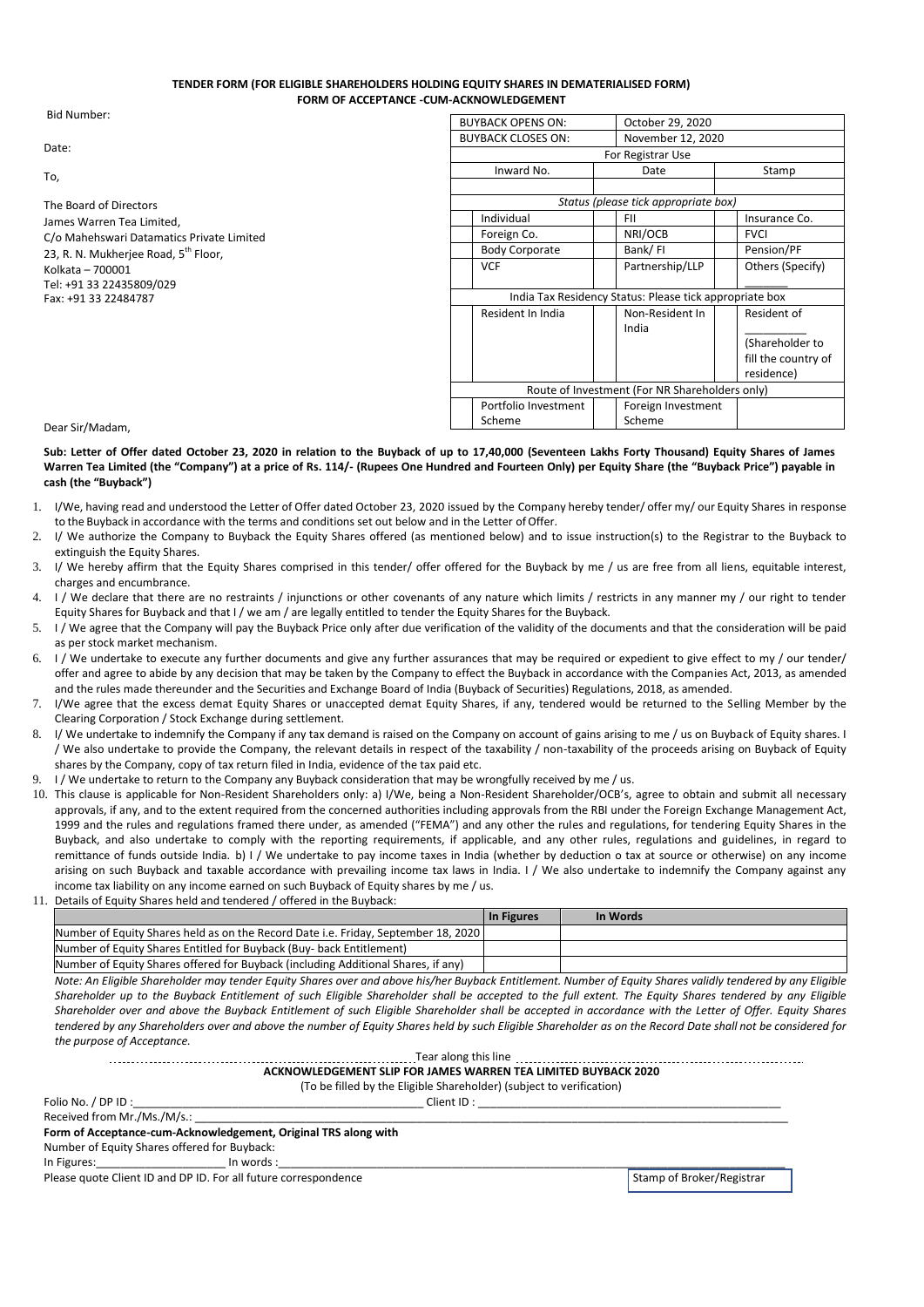**TENDER FORM (FOR ELIGIBLE SHAREHOLDERS HOLDING EQUITY SHARES IN DEMATERIALISED FORM)**
**FORM OF ACCEPTANCE -CUM-ACKNOWLEDGEMENT**

Bid Number:

Date:

To,

The Board of Directors
James Warren Tea Limited,
C/o Mahehswari Datamatics Private Limited
23, R. N. Mukherjee Road, 5th Floor,
Kolkata – 700001
Tel: +91 33 22435809/029
Fax: +91 33 22484787

| BUYBACK OPENS ON: | | October 29, 2020 | | |
|---|---|---|---|---|
| BUYBACK CLOSES ON: | | November 12, 2020 | | |
| For Registrar Use | | | | |
| Inward No. | | Date | | Stamp |
| | | | | |
| *Status (please tick appropriate box)* | | | | |
| | Individual | | FII | Insurance Co. |
| | Foreign Co. | | NRI/OCB | FVCI |
| | Body Corporate | | Bank/ FI | Pension/PF |
| | VCF | | Partnership/LLP | Others (Specify) _______ |
| India Tax Residency Status: Please tick appropriate box | | | | |
| | Resident In India | | Non-Resident In India | Resident of __________ (Shareholder to fill the country of residence) |
| Route of Investment (For NR Shareholders only) | | | | |
| | Portfolio Investment Scheme | | Foreign Investment Scheme | |

Dear Sir/Madam,

**Sub: Letter of Offer dated October 23, 2020 in relation to the Buyback of up to 17,40,000 (Seventeen Lakhs Forty Thousand) Equity Shares of James Warren Tea Limited (the "Company") at a price of Rs. 114/- (Rupees One Hundred and Fourteen Only) per Equity Share (the "Buyback Price") payable in cash (the "Buyback")**

1. I/We, having read and understood the Letter of Offer dated October 23, 2020 issued by the Company hereby tender/ offer my/ our Equity Shares in response to the Buyback in accordance with the terms and conditions set out below and in the Letter of Offer.
2. I/ We authorize the Company to Buyback the Equity Shares offered (as mentioned below) and to issue instruction(s) to the Registrar to the Buyback to extinguish the Equity Shares.
3. I/ We hereby affirm that the Equity Shares comprised in this tender/ offer offered for the Buyback by me / us are free from all liens, equitable interest, charges and encumbrance.
4. I / We declare that there are no restraints / injunctions or other covenants of any nature which limits / restricts in any manner my / our right to tender Equity Shares for Buyback and that I / we am / are legally entitled to tender the Equity Shares for the Buyback.
5. I / We agree that the Company will pay the Buyback Price only after due verification of the validity of the documents and that the consideration will be paid as per stock market mechanism.
6. I / We undertake to execute any further documents and give any further assurances that may be required or expedient to give effect to my / our tender/ offer and agree to abide by any decision that may be taken by the Company to effect the Buyback in accordance with the Companies Act, 2013, as amended and the rules made thereunder and the Securities and Exchange Board of India (Buyback of Securities) Regulations, 2018, as amended.
7. I/We agree that the excess demat Equity Shares or unaccepted demat Equity Shares, if any, tendered would be returned to the Selling Member by the Clearing Corporation / Stock Exchange during settlement.
8. I/ We undertake to indemnify the Company if any tax demand is raised on the Company on account of gains arising to me / us on Buyback of Equity shares. I / We also undertake to provide the Company, the relevant details in respect of the taxability / non-taxability of the proceeds arising on Buyback of Equity shares by the Company, copy of tax return filed in India, evidence of the tax paid etc.
9. I / We undertake to return to the Company any Buyback consideration that may be wrongfully received by me / us.
10. This clause is applicable for Non-Resident Shareholders only: a) I/We, being a Non-Resident Shareholder/OCB's, agree to obtain and submit all necessary approvals, if any, and to the extent required from the concerned authorities including approvals from the RBI under the Foreign Exchange Management Act, 1999 and the rules and regulations framed there under, as amended ("FEMA") and any other the rules and regulations, for tendering Equity Shares in the Buyback, and also undertake to comply with the reporting requirements, if applicable, and any other rules, regulations and guidelines, in regard to remittance of funds outside India. b) I / We undertake to pay income taxes in India (whether by deduction o tax at source or otherwise) on any income arising on such Buyback and taxable accordance with prevailing income tax laws in India. I / We also undertake to indemnify the Company against any income tax liability on any income earned on such Buyback of Equity shares by me / us.
11. Details of Equity Shares held and tendered / offered in the Buyback:

| | **In Figures** | **In Words** |
|---|---|---|
| Number of Equity Shares held as on the Record Date i.e. Friday, September 18, 2020 | | |
| Number of Equity Shares Entitled for Buyback (Buy- back Entitlement) | | |
| Number of Equity Shares offered for Buyback (including Additional Shares, if any) | | |

*Note: An Eligible Shareholder may tender Equity Shares over and above his/her Buyback Entitlement. Number of Equity Shares validly tendered by any Eligible Shareholder up to the Buyback Entitlement of such Eligible Shareholder shall be accepted to the full extent. The Equity Shares tendered by any Eligible Shareholder over and above the Buyback Entitlement of such Eligible Shareholder shall be accepted in accordance with the Letter of Offer. Equity Shares tendered by any Shareholders over and above the number of Equity Shares held by such Eligible Shareholder as on the Record Date shall not be considered for the purpose of Acceptance.*

Tear along this line

**ACKNOWLEDGEMENT SLIP FOR JAMES WARREN TEA LIMITED BUYBACK 2020**

(To be filled by the Eligible Shareholder) (subject to verification)

Folio No. / DP ID :_____________________________________________ Client ID : _________________________________________________

Received from Mr./Ms./M/s.: ______________________________________________________________________________________________

**Form of Acceptance-cum-Acknowledgement, Original TRS along with**

Number of Equity Shares offered for Buyback:

In Figures:_____________________ In words :________________________________________________________________________________

Please quote Client ID and DP ID. For all future correspondence

Stamp of Broker/Registrar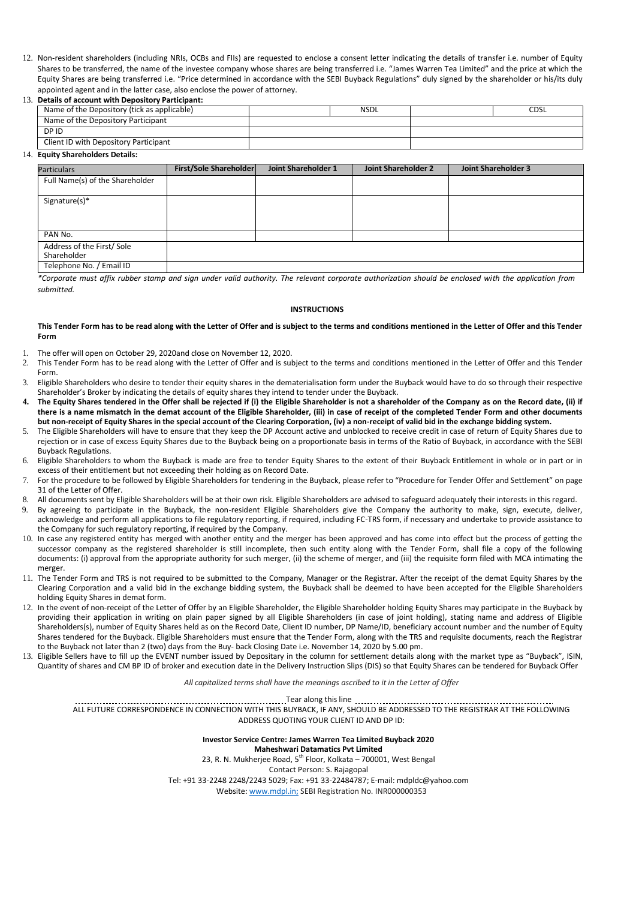12. Non-resident shareholders (including NRIs, OCBs and FIIs) are requested to enclose a consent letter indicating the details of transfer i.e. number of Equity Shares to be transferred, the name of the investee company whose shares are being transferred i.e. "James Warren Tea Limited" and the price at which the Equity Shares are being transferred i.e. "Price determined in accordance with the SEBI Buyback Regulations" duly signed by the shareholder or his/its duly appointed agent and in the latter case, also enclose the power of attorney.

13. **Details of account with Depository Participant:**

| | | | | |
|---|---|---|---|---|
| Name of the Depository (tick as applicable) | | NSDL | | CDSL |
| Name of the Depository Participant | | | | |
| DP ID | | | | |
| Client ID with Depository Participant | | | | |

14. **Equity Shareholders Details:**

| Particulars | First/Sole Shareholder | Joint Shareholder 1 | Joint Shareholder 2 | Joint Shareholder 3 |
|---|---|---|---|---|
| Full Name(s) of the Shareholder | | | | |
| Signature(s)* | | | | |
| PAN No. | | | | |
| Address of the First/ Sole Shareholder | | | | |
| Telephone No. / Email ID | | | | |

*\*Corporate must affix rubber stamp and sign under valid authority. The relevant corporate authorization should be enclosed with the application from submitted.*

**INSTRUCTIONS**

**This Tender Form has to be read along with the Letter of Offer and is subject to the terms and conditions mentioned in the Letter of Offer and this Tender Form**

1. The offer will open on October 29, 2020and close on November 12, 2020.
2. This Tender Form has to be read along with the Letter of Offer and is subject to the terms and conditions mentioned in the Letter of Offer and this Tender Form.
3. Eligible Shareholders who desire to tender their equity shares in the dematerialisation form under the Buyback would have to do so through their respective Shareholder's Broker by indicating the details of equity shares they intend to tender under the Buyback.
4. **The Equity Shares tendered in the Offer shall be rejected if (i) the Eligible Shareholder is not a shareholder of the Company as on the Record date, (ii) if there is a name mismatch in the demat account of the Eligible Shareholder, (iii) in case of receipt of the completed Tender Form and other documents but non-receipt of Equity Shares in the special account of the Clearing Corporation, (iv) a non-receipt of valid bid in the exchange bidding system.**
5. The Eligible Shareholders will have to ensure that they keep the DP Account active and unblocked to receive credit in case of return of Equity Shares due to rejection or in case of excess Equity Shares due to the Buyback being on a proportionate basis in terms of the Ratio of Buyback, in accordance with the SEBI Buyback Regulations.
6. Eligible Shareholders to whom the Buyback is made are free to tender Equity Shares to the extent of their Buyback Entitlement in whole or in part or in excess of their entitlement but not exceeding their holding as on Record Date.
7. For the procedure to be followed by Eligible Shareholders for tendering in the Buyback, please refer to "Procedure for Tender Offer and Settlement" on page 31 of the Letter of Offer.
8. All documents sent by Eligible Shareholders will be at their own risk. Eligible Shareholders are advised to safeguard adequately their interests in this regard.
9. By agreeing to participate in the Buyback, the non-resident Eligible Shareholders give the Company the authority to make, sign, execute, deliver, acknowledge and perform all applications to file regulatory reporting, if required, including FC-TRS form, if necessary and undertake to provide assistance to the Company for such regulatory reporting, if required by the Company.
10. In case any registered entity has merged with another entity and the merger has been approved and has come into effect but the process of getting the successor company as the registered shareholder is still incomplete, then such entity along with the Tender Form, shall file a copy of the following documents: (i) approval from the appropriate authority for such merger, (ii) the scheme of merger, and (iii) the requisite form filed with MCA intimating the merger.
11. The Tender Form and TRS is not required to be submitted to the Company, Manager or the Registrar. After the receipt of the demat Equity Shares by the Clearing Corporation and a valid bid in the exchange bidding system, the Buyback shall be deemed to have been accepted for the Eligible Shareholders holding Equity Shares in demat form.
12. In the event of non-receipt of the Letter of Offer by an Eligible Shareholder, the Eligible Shareholder holding Equity Shares may participate in the Buyback by providing their application in writing on plain paper signed by all Eligible Shareholders (in case of joint holding), stating name and address of Eligible Shareholders(s), number of Equity Shares held as on the Record Date, Client ID number, DP Name/ID, beneficiary account number and the number of Equity Shares tendered for the Buyback. Eligible Shareholders must ensure that the Tender Form, along with the TRS and requisite documents, reach the Registrar to the Buyback not later than 2 (two) days from the Buy- back Closing Date i.e. November 14, 2020 by 5.00 pm.
13. Eligible Sellers have to fill up the EVENT number issued by Depositary in the column for settlement details along with the market type as "Buyback", ISIN, Quantity of shares and CM BP ID of broker and execution date in the Delivery Instruction Slips (DIS) so that Equity Shares can be tendered for Buyback Offer

*All capitalized terms shall have the meanings ascribed to it in the Letter of Offer*

Tear along this line

ALL FUTURE CORRESPONDENCE IN CONNECTION WITH THIS BUYBACK, IF ANY, SHOULD BE ADDRESSED TO THE REGISTRAR AT THE FOLLOWING ADDRESS QUOTING YOUR CLIENT ID AND DP ID:

**Investor Service Centre: James Warren Tea Limited Buyback 2020**
**Maheshwari Datamatics Pvt Limited**
23, R. N. Mukherjee Road, 5th Floor, Kolkata – 700001, West Bengal
Contact Person: S. Rajagopal
Tel: +91 33-2248 2248/2243 5029; Fax: +91 33-22484787; E-mail: mdpldc@yahoo.com
Website: www.mdpl.in; SEBI Registration No. INR000000353